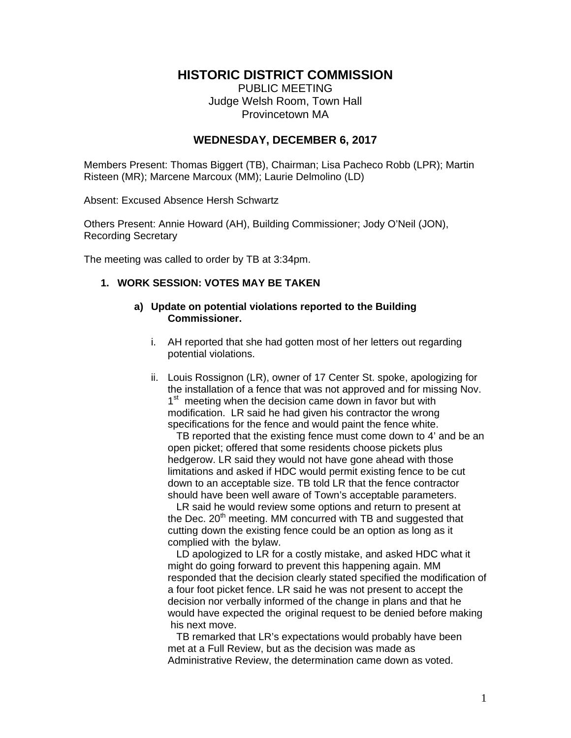# HISTORIC DISTRICT COMMISSION

PUBLIC MEETING
Judge Welsh Room, Town Hall
Provincetown MA

## WEDNESDAY, DECEMBER 6, 2017

Members Present: Thomas Biggert (TB), Chairman; Lisa Pacheco Robb (LPR); Martin Risteen (MR); Marcene Marcoux (MM); Laurie Delmolino (LD)

Absent: Excused Absence Hersh Schwartz

Others Present: Annie Howard (AH), Building Commissioner; Jody O'Neil (JON), Recording Secretary

The meeting was called to order by TB at 3:34pm.

1. **WORK SESSION: VOTES MAY BE TAKEN**

   a) **Update on potential violations reported to the Building Commissioner.**

      i. AH reported that she had gotten most of her letters out regarding potential violations.

      ii. Louis Rossignon (LR), owner of 17 Center St. spoke, apologizing for the installation of a fence that was not approved and for missing Nov. 1st meeting when the decision came down in favor but with modification. LR said he had given his contractor the wrong specifications for the fence and would paint the fence white.

      TB reported that the existing fence must come down to 4' and be an open picket; offered that some residents choose pickets plus hedgerow. LR said they would not have gone ahead with those limitations and asked if HDC would permit existing fence to be cut down to an acceptable size. TB told LR that the fence contractor should have been well aware of Town's acceptable parameters.

      LR said he would review some options and return to present at the Dec. 20th meeting. MM concurred with TB and suggested that cutting down the existing fence could be an option as long as it complied with the bylaw.

      LD apologized to LR for a costly mistake, and asked HDC what it might do going forward to prevent this happening again. MM responded that the decision clearly stated specified the modification of a four foot picket fence. LR said he was not present to accept the decision nor verbally informed of the change in plans and that he would have expected the original request to be denied before making his next move.

      TB remarked that LR's expectations would probably have been met at a Full Review, but as the decision was made as Administrative Review, the determination came down as voted.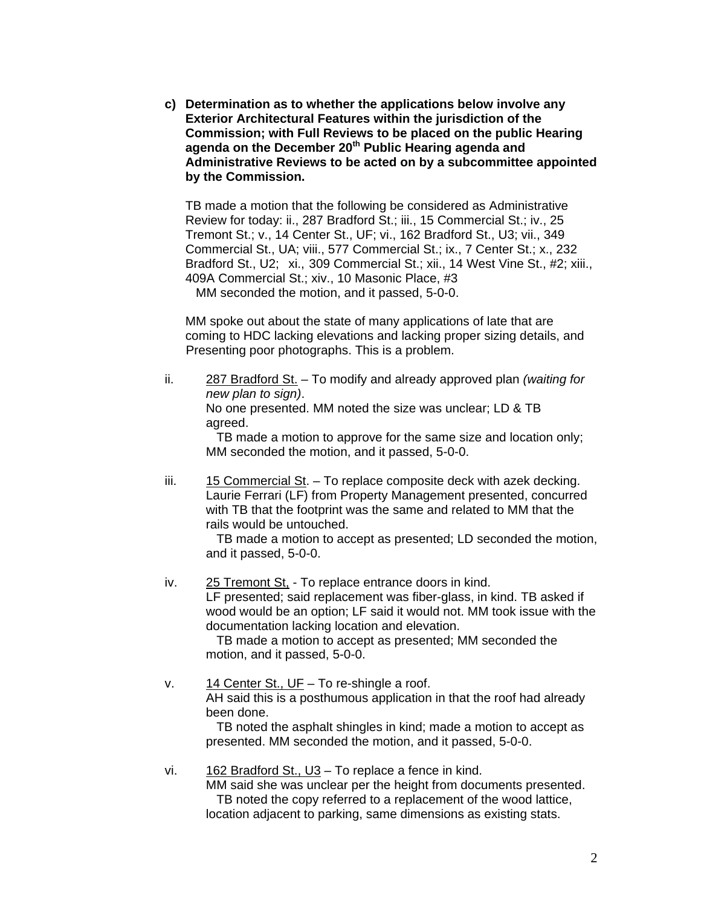**c) Determination as to whether the applications below involve any Exterior Architectural Features within the jurisdiction of the Commission; with Full Reviews to be placed on the public Hearing agenda on the December 20th Public Hearing agenda and Administrative Reviews to be acted on by a subcommittee appointed by the Commission.**

TB made a motion that the following be considered as Administrative Review for today: ii., 287 Bradford St.; iii., 15 Commercial St.; iv., 25 Tremont St.; v., 14 Center St., UF; vi., 162 Bradford St., U3; vii., 349 Commercial St., UA; viii., 577 Commercial St.; ix., 7 Center St.; x., 232 Bradford St., U2; xi., 309 Commercial St.; xii., 14 West Vine St., #2; xiii., 409A Commercial St.; xiv., 10 Masonic Place, #3
MM seconded the motion, and it passed, 5-0-0.

MM spoke out about the state of many applications of late that are coming to HDC lacking elevations and lacking proper sizing details, and Presenting poor photographs. This is a problem.

ii. 287 Bradford St. – To modify and already approved plan *(waiting for new plan to sign)*.
No one presented. MM noted the size was unclear; LD & TB agreed.
TB made a motion to approve for the same size and location only; MM seconded the motion, and it passed, 5-0-0.

iii. 15 Commercial St. – To replace composite deck with azek decking.
Laurie Ferrari (LF) from Property Management presented, concurred with TB that the footprint was the same and related to MM that the rails would be untouched.
TB made a motion to accept as presented; LD seconded the motion, and it passed, 5-0-0.

iv. 25 Tremont St, - To replace entrance doors in kind.
LF presented; said replacement was fiber-glass, in kind. TB asked if wood would be an option; LF said it would not. MM took issue with the documentation lacking location and elevation.
TB made a motion to accept as presented; MM seconded the motion, and it passed, 5-0-0.

v. 14 Center St., UF – To re-shingle a roof.
AH said this is a posthumous application in that the roof had already been done.
TB noted the asphalt shingles in kind; made a motion to accept as presented. MM seconded the motion, and it passed, 5-0-0.

vi. 162 Bradford St., U3 – To replace a fence in kind.
MM said she was unclear per the height from documents presented.
TB noted the copy referred to a replacement of the wood lattice, location adjacent to parking, same dimensions as existing stats.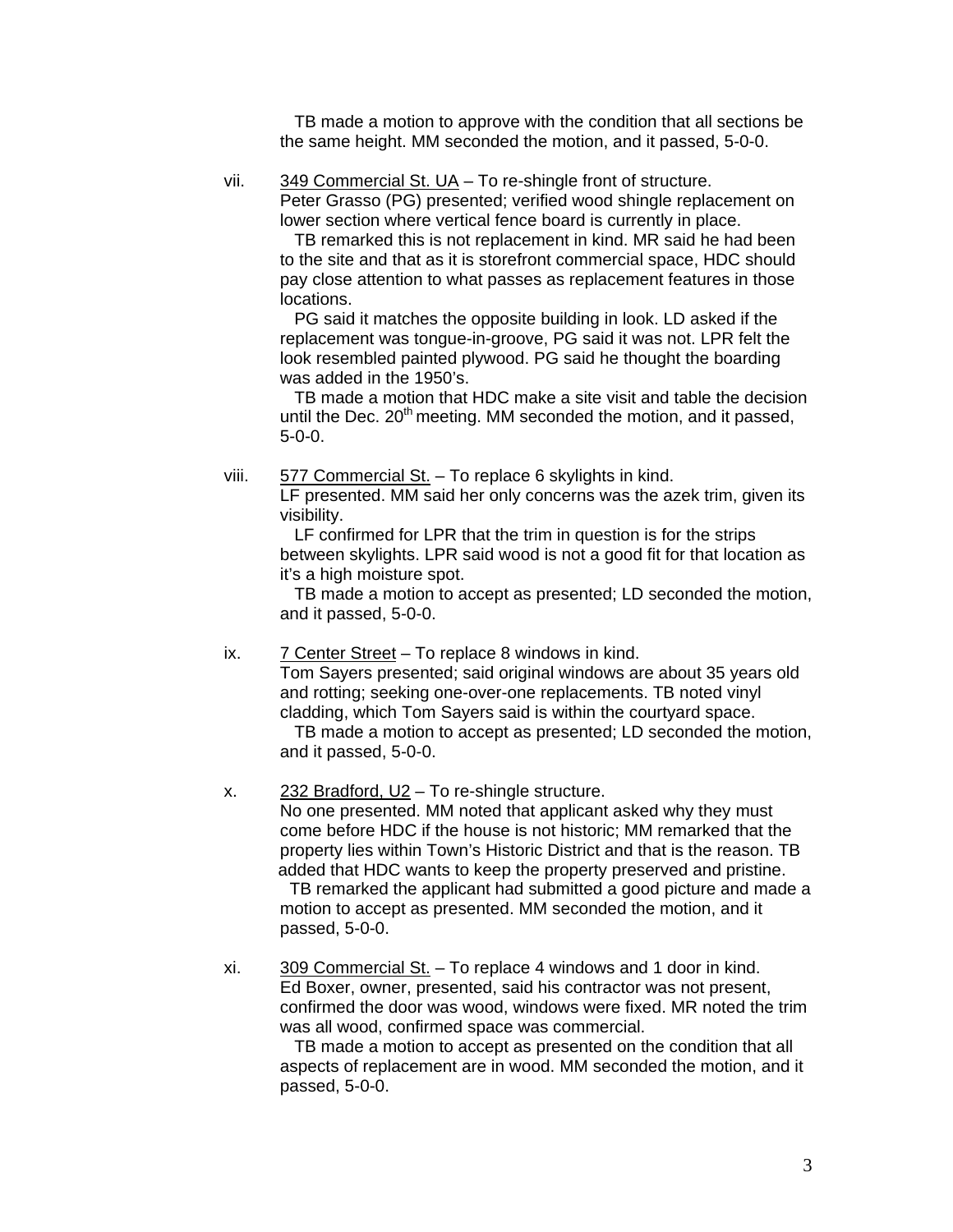TB made a motion to approve with the condition that all sections be the same height. MM seconded the motion, and it passed, 5-0-0.

vii. <u>349 Commercial St. UA</u> – To re-shingle front of structure.
Peter Grasso (PG) presented; verified wood shingle replacement on lower section where vertical fence board is currently in place.
TB remarked this is not replacement in kind. MR said he had been to the site and that as it is storefront commercial space, HDC should pay close attention to what passes as replacement features in those locations.
PG said it matches the opposite building in look. LD asked if the replacement was tongue-in-groove, PG said it was not. LPR felt the look resembled painted plywood. PG said he thought the boarding was added in the 1950's.
TB made a motion that HDC make a site visit and table the decision until the Dec. 20th meeting. MM seconded the motion, and it passed, 5-0-0.

viii. <u>577 Commercial St.</u> – To replace 6 skylights in kind.
LF presented. MM said her only concerns was the azek trim, given its visibility.
LF confirmed for LPR that the trim in question is for the strips between skylights. LPR said wood is not a good fit for that location as it's a high moisture spot.
TB made a motion to accept as presented; LD seconded the motion, and it passed, 5-0-0.

ix. <u>7 Center Street</u> – To replace 8 windows in kind.
Tom Sayers presented; said original windows are about 35 years old and rotting; seeking one-over-one replacements. TB noted vinyl cladding, which Tom Sayers said is within the courtyard space.
TB made a motion to accept as presented; LD seconded the motion, and it passed, 5-0-0.

x. <u>232 Bradford, U2</u> – To re-shingle structure.
No one presented. MM noted that applicant asked why they must come before HDC if the house is not historic; MM remarked that the property lies within Town's Historic District and that is the reason. TB added that HDC wants to keep the property preserved and pristine.
TB remarked the applicant had submitted a good picture and made a motion to accept as presented. MM seconded the motion, and it passed, 5-0-0.

xi. <u>309 Commercial St.</u> – To replace 4 windows and 1 door in kind.
Ed Boxer, owner, presented, said his contractor was not present, confirmed the door was wood, windows were fixed. MR noted the trim was all wood, confirmed space was commercial.
TB made a motion to accept as presented on the condition that all aspects of replacement are in wood. MM seconded the motion, and it passed, 5-0-0.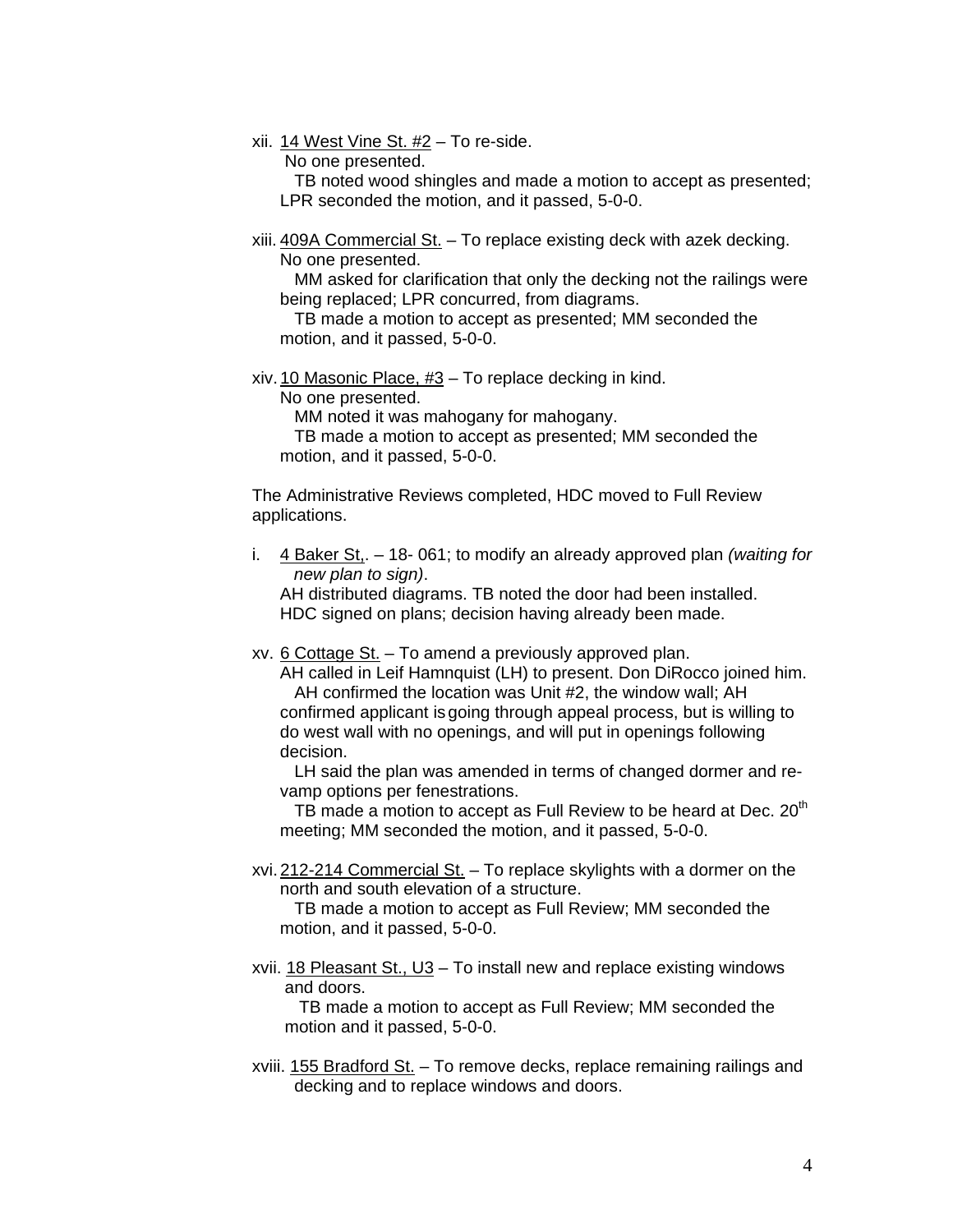xii. 14 West Vine St. #2 – To re-side.
No one presented.
TB noted wood shingles and made a motion to accept as presented; LPR seconded the motion, and it passed, 5-0-0.

xiii. 409A Commercial St. – To replace existing deck with azek decking.
No one presented.
MM asked for clarification that only the decking not the railings were being replaced; LPR concurred, from diagrams.
TB made a motion to accept as presented; MM seconded the motion, and it passed, 5-0-0.

xiv. 10 Masonic Place, #3 – To replace decking in kind.
No one presented.
MM noted it was mahogany for mahogany.
TB made a motion to accept as presented; MM seconded the motion, and it passed, 5-0-0.

The Administrative Reviews completed, HDC moved to Full Review applications.

i. 4 Baker St,. – 18- 061; to modify an already approved plan *(waiting for new plan to sign)*.
AH distributed diagrams. TB noted the door had been installed. HDC signed on plans; decision having already been made.

xv. 6 Cottage St. – To amend a previously approved plan.
AH called in Leif Hamnquist (LH) to present. Don DiRocco joined him.
AH confirmed the location was Unit #2, the window wall; AH confirmed applicant is going through appeal process, but is willing to do west wall with no openings, and will put in openings following decision.
LH said the plan was amended in terms of changed dormer and re-vamp options per fenestrations.
TB made a motion to accept as Full Review to be heard at Dec. 20th meeting; MM seconded the motion, and it passed, 5-0-0.

xvi. 212-214 Commercial St. – To replace skylights with a dormer on the north and south elevation of a structure.
TB made a motion to accept as Full Review; MM seconded the motion, and it passed, 5-0-0.

xvii. 18 Pleasant St., U3 – To install new and replace existing windows and doors.
TB made a motion to accept as Full Review; MM seconded the motion and it passed, 5-0-0.

xviii. 155 Bradford St. – To remove decks, replace remaining railings and decking and to replace windows and doors.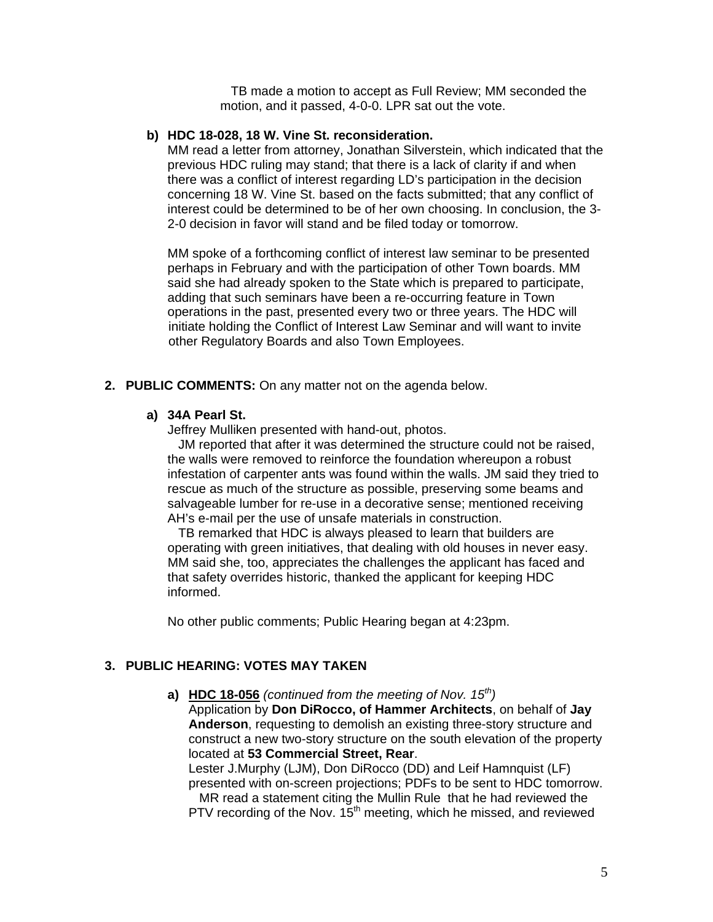TB made a motion to accept as Full Review; MM seconded the motion, and it passed, 4-0-0. LPR sat out the vote.

**b) HDC 18-028, 18 W. Vine St. reconsideration.**

MM read a letter from attorney, Jonathan Silverstein, which indicated that the previous HDC ruling may stand; that there is a lack of clarity if and when there was a conflict of interest regarding LD's participation in the decision concerning 18 W. Vine St. based on the facts submitted; that any conflict of interest could be determined to be of her own choosing. In conclusion, the 3-2-0 decision in favor will stand and be filed today or tomorrow.

MM spoke of a forthcoming conflict of interest law seminar to be presented perhaps in February and with the participation of other Town boards. MM said she had already spoken to the State which is prepared to participate, adding that such seminars have been a re-occurring feature in Town operations in the past, presented every two or three years. The HDC will initiate holding the Conflict of Interest Law Seminar and will want to invite other Regulatory Boards and also Town Employees.

**2. PUBLIC COMMENTS:** On any matter not on the agenda below.

**a) 34A Pearl St.**

Jeffrey Mulliken presented with hand-out, photos.

JM reported that after it was determined the structure could not be raised, the walls were removed to reinforce the foundation whereupon a robust infestation of carpenter ants was found within the walls. JM said they tried to rescue as much of the structure as possible, preserving some beams and salvageable lumber for re-use in a decorative sense; mentioned receiving AH's e-mail per the use of unsafe materials in construction.

TB remarked that HDC is always pleased to learn that builders are operating with green initiatives, that dealing with old houses in never easy. MM said she, too, appreciates the challenges the applicant has faced and that safety overrides historic, thanked the applicant for keeping HDC informed.

No other public comments; Public Hearing began at 4:23pm.

**3. PUBLIC HEARING: VOTES MAY TAKEN**

**a) <u>HDC 18-056</u>** *(continued from the meeting of Nov. 15th)*

Application by **Don DiRocco, of Hammer Architects**, on behalf of **Jay Anderson**, requesting to demolish an existing three-story structure and construct a new two-story structure on the south elevation of the property located at **53 Commercial Street, Rear**.

Lester J.Murphy (LJM), Don DiRocco (DD) and Leif Hamnquist (LF) presented with on-screen projections; PDFs to be sent to HDC tomorrow.

MR read a statement citing the Mullin Rule that he had reviewed the PTV recording of the Nov. 15th meeting, which he missed, and reviewed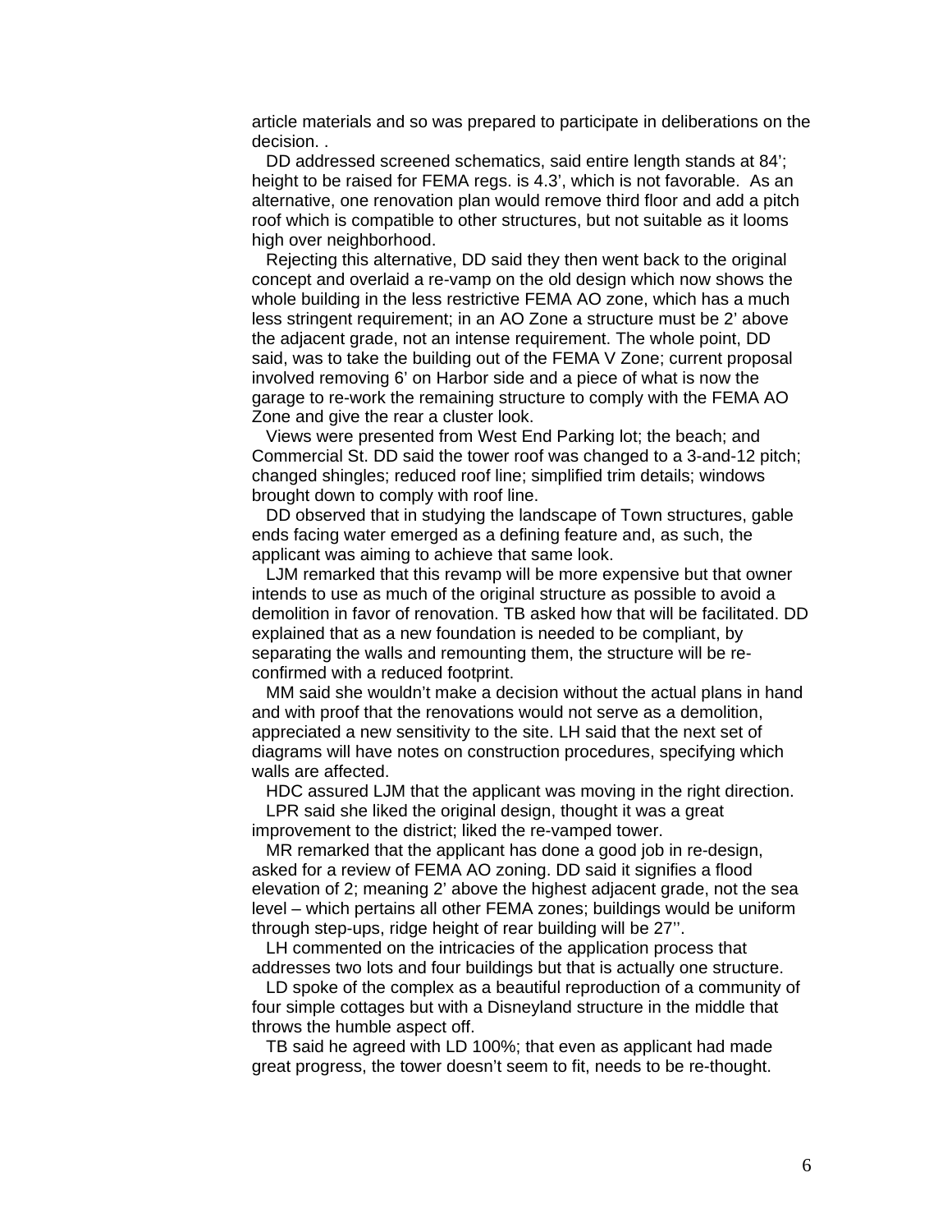article materials and so was prepared to participate in deliberations on the decision. .

DD addressed screened schematics, said entire length stands at 84'; height to be raised for FEMA regs. is 4.3', which is not favorable. As an alternative, one renovation plan would remove third floor and add a pitch roof which is compatible to other structures, but not suitable as it looms high over neighborhood.

Rejecting this alternative, DD said they then went back to the original concept and overlaid a re-vamp on the old design which now shows the whole building in the less restrictive FEMA AO zone, which has a much less stringent requirement; in an AO Zone a structure must be 2' above the adjacent grade, not an intense requirement. The whole point, DD said, was to take the building out of the FEMA V Zone; current proposal involved removing 6' on Harbor side and a piece of what is now the garage to re-work the remaining structure to comply with the FEMA AO Zone and give the rear a cluster look.

Views were presented from West End Parking lot; the beach; and Commercial St. DD said the tower roof was changed to a 3-and-12 pitch; changed shingles; reduced roof line; simplified trim details; windows brought down to comply with roof line.

DD observed that in studying the landscape of Town structures, gable ends facing water emerged as a defining feature and, as such, the applicant was aiming to achieve that same look.

LJM remarked that this revamp will be more expensive but that owner intends to use as much of the original structure as possible to avoid a demolition in favor of renovation. TB asked how that will be facilitated. DD explained that as a new foundation is needed to be compliant, by separating the walls and remounting them, the structure will be re-confirmed with a reduced footprint.

MM said she wouldn't make a decision without the actual plans in hand and with proof that the renovations would not serve as a demolition, appreciated a new sensitivity to the site. LH said that the next set of diagrams will have notes on construction procedures, specifying which walls are affected.

HDC assured LJM that the applicant was moving in the right direction.

LPR said she liked the original design, thought it was a great improvement to the district; liked the re-vamped tower.

MR remarked that the applicant has done a good job in re-design, asked for a review of FEMA AO zoning. DD said it signifies a flood elevation of 2; meaning 2' above the highest adjacent grade, not the sea level – which pertains all other FEMA zones; buildings would be uniform through step-ups, ridge height of rear building will be 27''.

LH commented on the intricacies of the application process that addresses two lots and four buildings but that is actually one structure.

LD spoke of the complex as a beautiful reproduction of a community of four simple cottages but with a Disneyland structure in the middle that throws the humble aspect off.

TB said he agreed with LD 100%; that even as applicant had made great progress, the tower doesn't seem to fit, needs to be re-thought.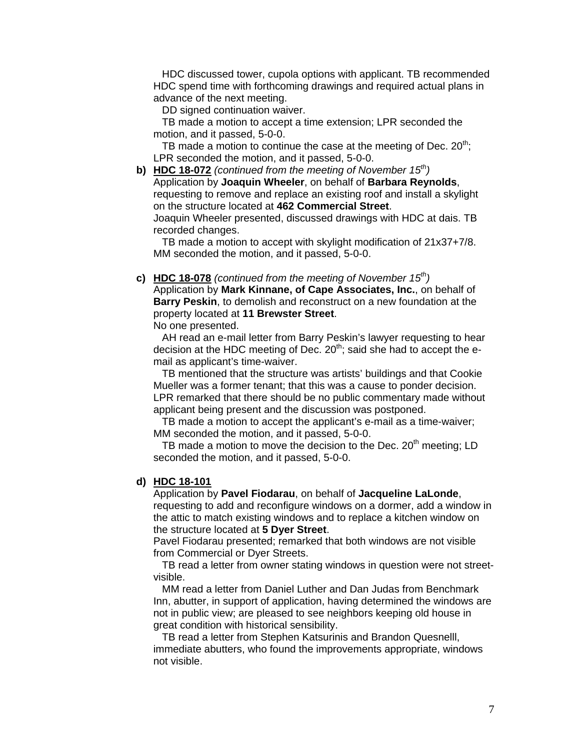HDC discussed tower, cupola options with applicant. TB recommended HDC spend time with forthcoming drawings and required actual plans in advance of the next meeting.

DD signed continuation waiver.

TB made a motion to accept a time extension; LPR seconded the motion, and it passed, 5-0-0.

TB made a motion to continue the case at the meeting of Dec. 20th; LPR seconded the motion, and it passed, 5-0-0.

**b) HDC 18-072** *(continued from the meeting of November 15th)*
Application by **Joaquin Wheeler**, on behalf of **Barbara Reynolds**, requesting to remove and replace an existing roof and install a skylight on the structure located at **462 Commercial Street**.
Joaquin Wheeler presented, discussed drawings with HDC at dais. TB recorded changes.

TB made a motion to accept with skylight modification of 21x37+7/8. MM seconded the motion, and it passed, 5-0-0.

**c) HDC 18-078** *(continued from the meeting of November 15th)*
Application by **Mark Kinnane, of Cape Associates, Inc.**, on behalf of **Barry Peskin**, to demolish and reconstruct on a new foundation at the property located at **11 Brewster Street**.
No one presented.

AH read an e-mail letter from Barry Peskin's lawyer requesting to hear decision at the HDC meeting of Dec. 20th; said she had to accept the e-mail as applicant's time-waiver.

TB mentioned that the structure was artists' buildings and that Cookie Mueller was a former tenant; that this was a cause to ponder decision. LPR remarked that there should be no public commentary made without applicant being present and the discussion was postponed.

TB made a motion to accept the applicant's e-mail as a time-waiver; MM seconded the motion, and it passed, 5-0-0.

TB made a motion to move the decision to the Dec. 20th meeting; LD seconded the motion, and it passed, 5-0-0.

**d) HDC 18-101**
Application by **Pavel Fiodarau**, on behalf of **Jacqueline LaLonde**, requesting to add and reconfigure windows on a dormer, add a window in the attic to match existing windows and to replace a kitchen window on the structure located at **5 Dyer Street**.
Pavel Fiodarau presented; remarked that both windows are not visible from Commercial or Dyer Streets.

TB read a letter from owner stating windows in question were not street-visible.

MM read a letter from Daniel Luther and Dan Judas from Benchmark Inn, abutter, in support of application, having determined the windows are not in public view; are pleased to see neighbors keeping old house in great condition with historical sensibility.

TB read a letter from Stephen Katsurinis and Brandon Quesnelll, immediate abutters, who found the improvements appropriate, windows not visible.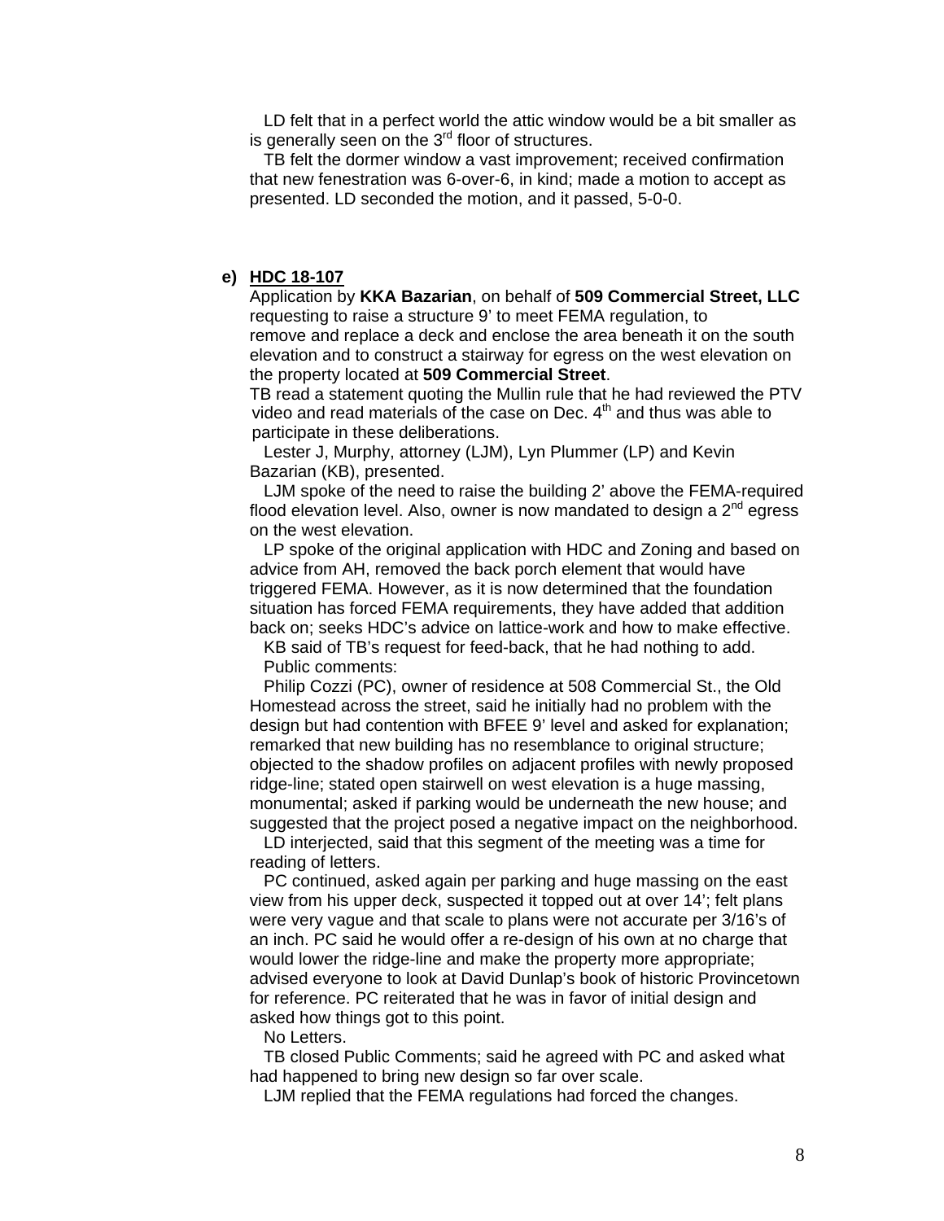LD felt that in a perfect world the attic window would be a bit smaller as is generally seen on the 3rd floor of structures.

TB felt the dormer window a vast improvement; received confirmation that new fenestration was 6-over-6, in kind; made a motion to accept as presented. LD seconded the motion, and it passed, 5-0-0.

**e) HDC 18-107**

Application by **KKA Bazarian**, on behalf of **509 Commercial Street, LLC** requesting to raise a structure 9' to meet FEMA regulation, to remove and replace a deck and enclose the area beneath it on the south elevation and to construct a stairway for egress on the west elevation on the property located at **509 Commercial Street**.

TB read a statement quoting the Mullin rule that he had reviewed the PTV video and read materials of the case on Dec. 4th and thus was able to participate in these deliberations.

Lester J, Murphy, attorney (LJM), Lyn Plummer (LP) and Kevin Bazarian (KB), presented.

LJM spoke of the need to raise the building 2' above the FEMA-required flood elevation level. Also, owner is now mandated to design a 2nd egress on the west elevation.

LP spoke of the original application with HDC and Zoning and based on advice from AH, removed the back porch element that would have triggered FEMA. However, as it is now determined that the foundation situation has forced FEMA requirements, they have added that addition back on; seeks HDC's advice on lattice-work and how to make effective.

KB said of TB's request for feed-back, that he had nothing to add.

Public comments:

Philip Cozzi (PC), owner of residence at 508 Commercial St., the Old Homestead across the street, said he initially had no problem with the design but had contention with BFEE 9' level and asked for explanation; remarked that new building has no resemblance to original structure; objected to the shadow profiles on adjacent profiles with newly proposed ridge-line; stated open stairwell on west elevation is a huge massing, monumental; asked if parking would be underneath the new house; and suggested that the project posed a negative impact on the neighborhood.

LD interjected, said that this segment of the meeting was a time for reading of letters.

PC continued, asked again per parking and huge massing on the east view from his upper deck, suspected it topped out at over 14'; felt plans were very vague and that scale to plans were not accurate per 3/16's of an inch. PC said he would offer a re-design of his own at no charge that would lower the ridge-line and make the property more appropriate; advised everyone to look at David Dunlap's book of historic Provincetown for reference. PC reiterated that he was in favor of initial design and asked how things got to this point.

No Letters.

TB closed Public Comments; said he agreed with PC and asked what had happened to bring new design so far over scale.

LJM replied that the FEMA regulations had forced the changes.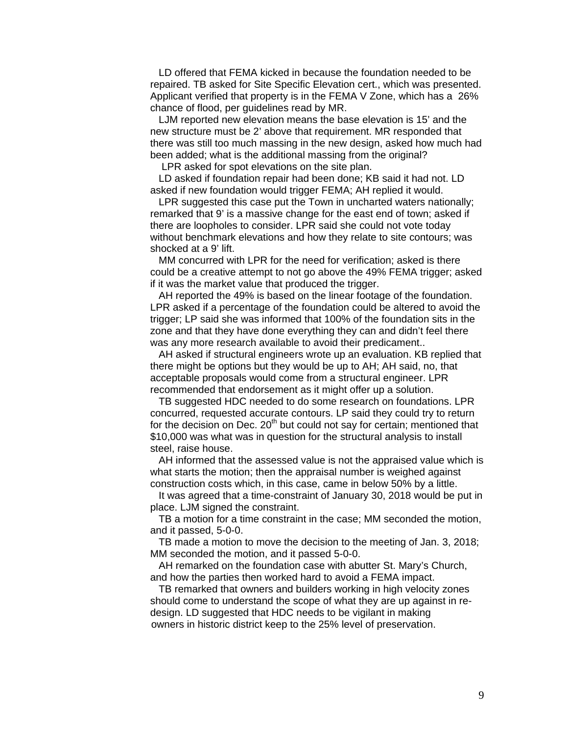LD offered that FEMA kicked in because the foundation needed to be repaired. TB asked for Site Specific Elevation cert., which was presented. Applicant verified that property is in the FEMA V Zone, which has a 26% chance of flood, per guidelines read by MR.

LJM reported new elevation means the base elevation is 15' and the new structure must be 2' above that requirement. MR responded that there was still too much massing in the new design, asked how much had been added; what is the additional massing from the original?

LPR asked for spot elevations on the site plan.

LD asked if foundation repair had been done; KB said it had not. LD asked if new foundation would trigger FEMA; AH replied it would.

LPR suggested this case put the Town in uncharted waters nationally; remarked that 9' is a massive change for the east end of town; asked if there are loopholes to consider. LPR said she could not vote today without benchmark elevations and how they relate to site contours; was shocked at a 9' lift.

MM concurred with LPR for the need for verification; asked is there could be a creative attempt to not go above the 49% FEMA trigger; asked if it was the market value that produced the trigger.

AH reported the 49% is based on the linear footage of the foundation. LPR asked if a percentage of the foundation could be altered to avoid the trigger; LP said she was informed that 100% of the foundation sits in the zone and that they have done everything they can and didn't feel there was any more research available to avoid their predicament..

AH asked if structural engineers wrote up an evaluation. KB replied that there might be options but they would be up to AH; AH said, no, that acceptable proposals would come from a structural engineer. LPR recommended that endorsement as it might offer up a solution.

TB suggested HDC needed to do some research on foundations. LPR concurred, requested accurate contours. LP said they could try to return for the decision on Dec. 20th but could not say for certain; mentioned that $10,000 was what was in question for the structural analysis to install steel, raise house.

AH informed that the assessed value is not the appraised value which is what starts the motion; then the appraisal number is weighed against construction costs which, in this case, came in below 50% by a little.

It was agreed that a time-constraint of January 30, 2018 would be put in place. LJM signed the constraint.

TB a motion for a time constraint in the case; MM seconded the motion, and it passed, 5-0-0.

TB made a motion to move the decision to the meeting of Jan. 3, 2018; MM seconded the motion, and it passed 5-0-0.

AH remarked on the foundation case with abutter St. Mary's Church, and how the parties then worked hard to avoid a FEMA impact.

TB remarked that owners and builders working in high velocity zones should come to understand the scope of what they are up against in re-design. LD suggested that HDC needs to be vigilant in making owners in historic district keep to the 25% level of preservation.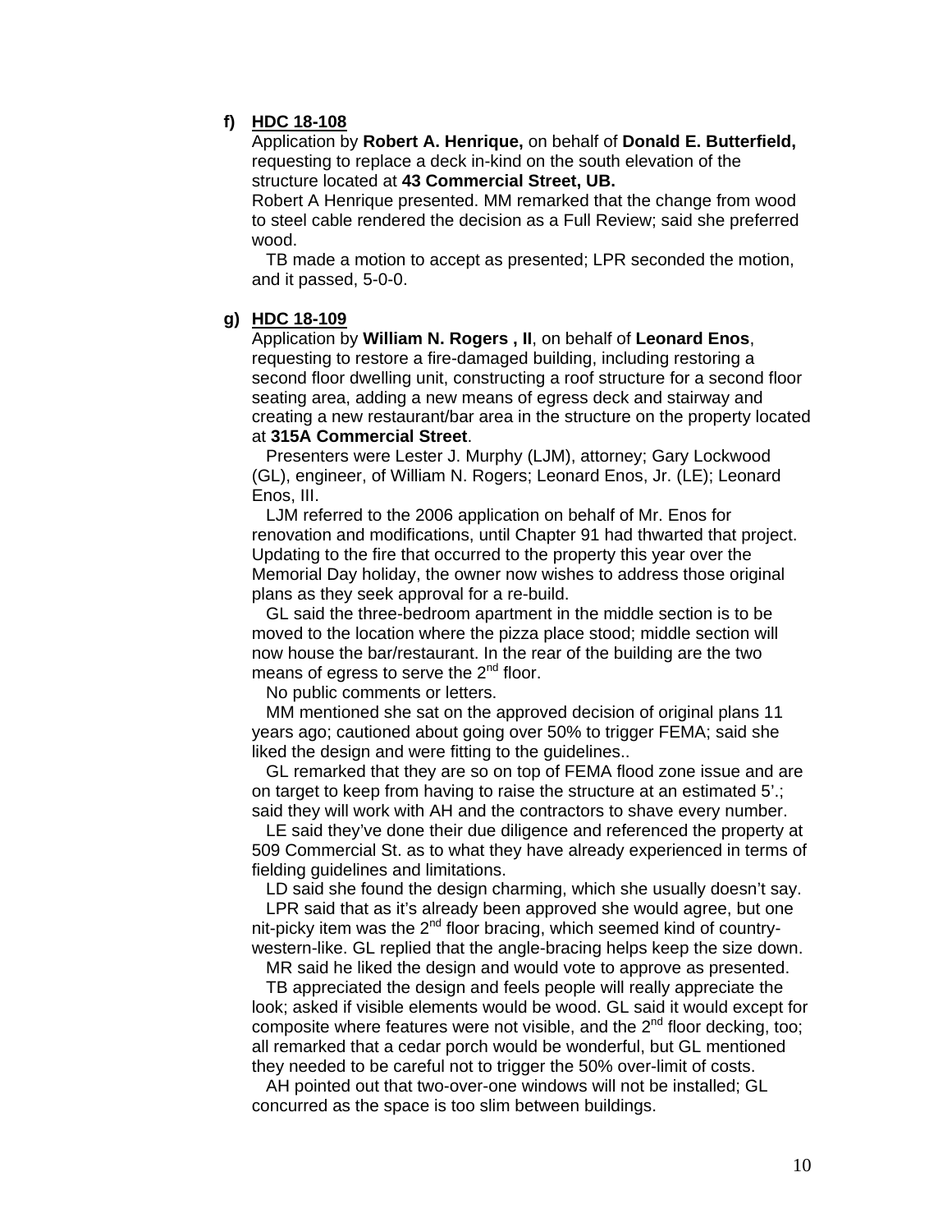**f) HDC 18-108**

Application by **Robert A. Henrique,** on behalf of **Donald E. Butterfield,** requesting to replace a deck in-kind on the south elevation of the structure located at **43 Commercial Street, UB.**

Robert A Henrique presented. MM remarked that the change from wood to steel cable rendered the decision as a Full Review; said she preferred wood.

TB made a motion to accept as presented; LPR seconded the motion, and it passed, 5-0-0.

**g) HDC 18-109**

Application by **William N. Rogers , II**, on behalf of **Leonard Enos**, requesting to restore a fire-damaged building, including restoring a second floor dwelling unit, constructing a roof structure for a second floor seating area, adding a new means of egress deck and stairway and creating a new restaurant/bar area in the structure on the property located at **315A Commercial Street**.

Presenters were Lester J. Murphy (LJM), attorney; Gary Lockwood (GL), engineer, of William N. Rogers; Leonard Enos, Jr. (LE); Leonard Enos, III.

LJM referred to the 2006 application on behalf of Mr. Enos for renovation and modifications, until Chapter 91 had thwarted that project. Updating to the fire that occurred to the property this year over the Memorial Day holiday, the owner now wishes to address those original plans as they seek approval for a re-build.

GL said the three-bedroom apartment in the middle section is to be moved to the location where the pizza place stood; middle section will now house the bar/restaurant. In the rear of the building are the two means of egress to serve the 2nd floor.

No public comments or letters.

MM mentioned she sat on the approved decision of original plans 11 years ago; cautioned about going over 50% to trigger FEMA; said she liked the design and were fitting to the guidelines..

GL remarked that they are so on top of FEMA flood zone issue and are on target to keep from having to raise the structure at an estimated 5'.; said they will work with AH and the contractors to shave every number.

LE said they've done their due diligence and referenced the property at 509 Commercial St. as to what they have already experienced in terms of fielding guidelines and limitations.

LD said she found the design charming, which she usually doesn't say.

LPR said that as it's already been approved she would agree, but one nit-picky item was the 2nd floor bracing, which seemed kind of country-western-like. GL replied that the angle-bracing helps keep the size down.

MR said he liked the design and would vote to approve as presented.

TB appreciated the design and feels people will really appreciate the look; asked if visible elements would be wood. GL said it would except for composite where features were not visible, and the 2nd floor decking, too; all remarked that a cedar porch would be wonderful, but GL mentioned they needed to be careful not to trigger the 50% over-limit of costs.

AH pointed out that two-over-one windows will not be installed; GL concurred as the space is too slim between buildings.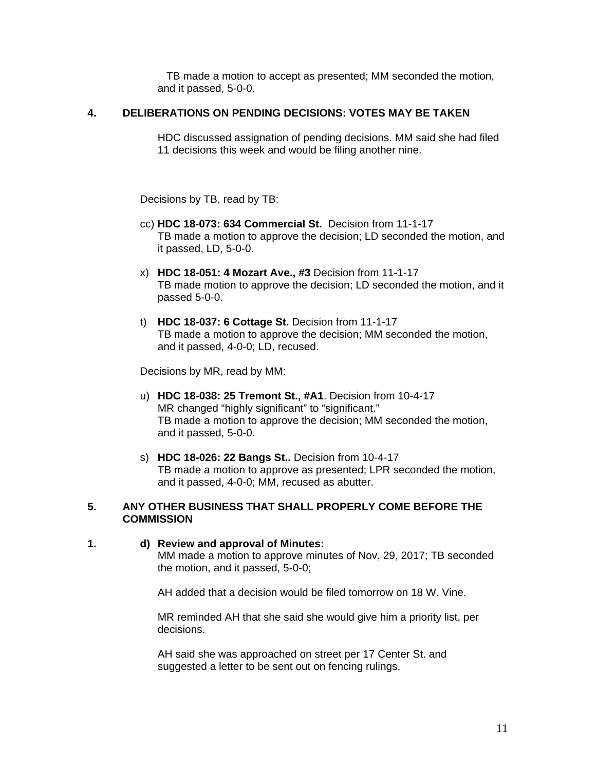TB made a motion to accept as presented; MM seconded the motion, and it passed, 5-0-0.

**4. DELIBERATIONS ON PENDING DECISIONS: VOTES MAY BE TAKEN**

HDC discussed assignation of pending decisions. MM said she had filed 11 decisions this week and would be filing another nine.

Decisions by TB, read by TB:

cc) **HDC 18-073: 634 Commercial St.** Decision from 11-1-17
TB made a motion to approve the decision; LD seconded the motion, and it passed, LD, 5-0-0.

x) **HDC 18-051: 4 Mozart Ave., #3** Decision from 11-1-17
TB made motion to approve the decision; LD seconded the motion, and it passed 5-0-0.

t) **HDC 18-037: 6 Cottage St.** Decision from 11-1-17
TB made a motion to approve the decision; MM seconded the motion, and it passed, 4-0-0; LD, recused.

Decisions by MR, read by MM:

u) **HDC 18-038: 25 Tremont St., #A1**. Decision from 10-4-17
MR changed "highly significant" to "significant."
TB made a motion to approve the decision; MM seconded the motion, and it passed, 5-0-0.

s) **HDC 18-026: 22 Bangs St..** Decision from 10-4-17
TB made a motion to approve as presented; LPR seconded the motion, and it passed, 4-0-0; MM, recused as abutter.

**5. ANY OTHER BUSINESS THAT SHALL PROPERLY COME BEFORE THE COMMISSION**

**1. d) Review and approval of Minutes:**
MM made a motion to approve minutes of Nov, 29, 2017; TB seconded the motion, and it passed, 5-0-0;

AH added that a decision would be filed tomorrow on 18 W. Vine.

MR reminded AH that she said she would give him a priority list, per decisions.

AH said she was approached on street per 17 Center St. and suggested a letter to be sent out on fencing rulings.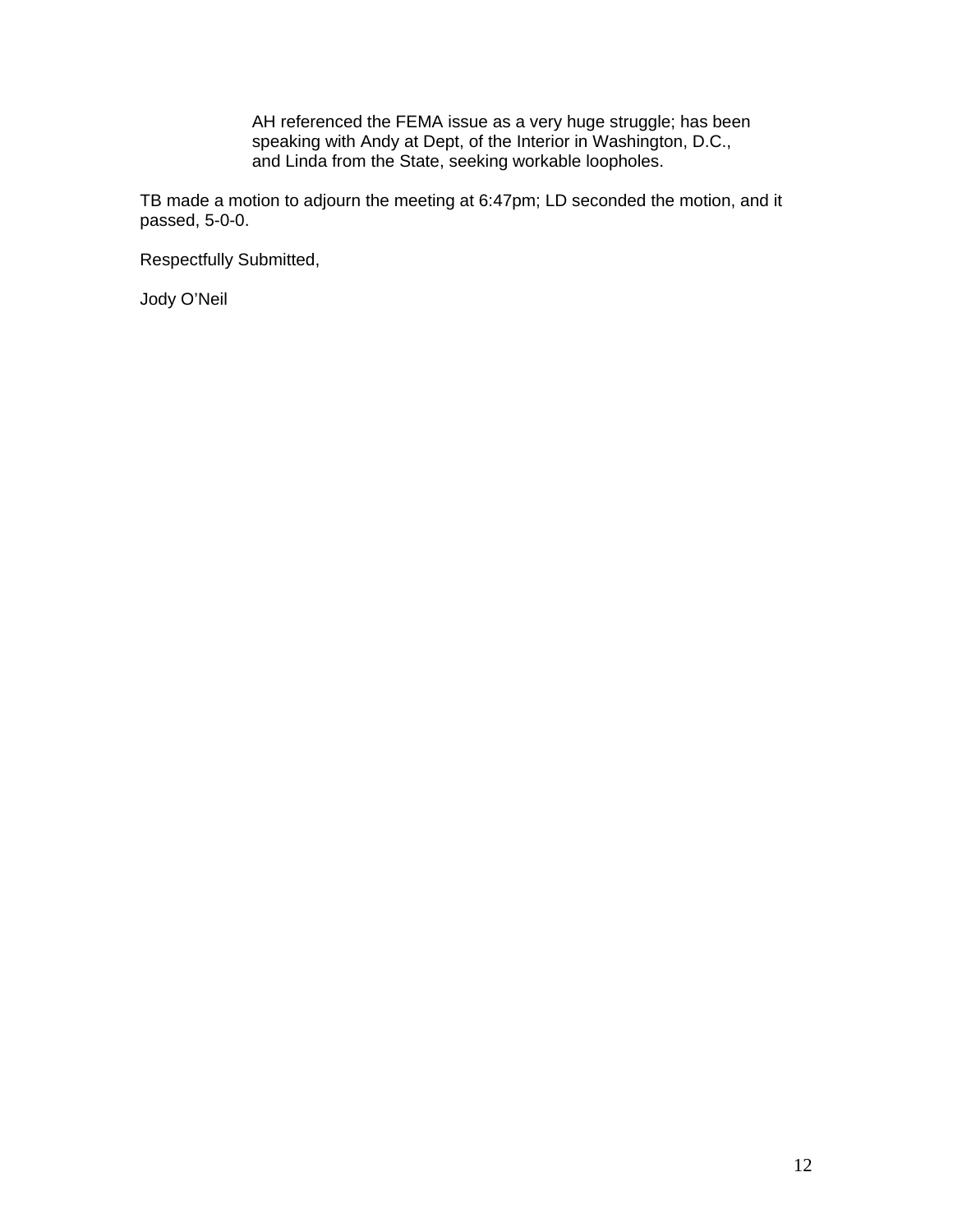AH referenced the FEMA issue as a very huge struggle; has been speaking with Andy at Dept, of the Interior in Washington, D.C., and Linda from the State, seeking workable loopholes.

TB made a motion to adjourn the meeting at 6:47pm; LD seconded the motion, and it passed, 5-0-0.

Respectfully Submitted,

Jody O'Neil